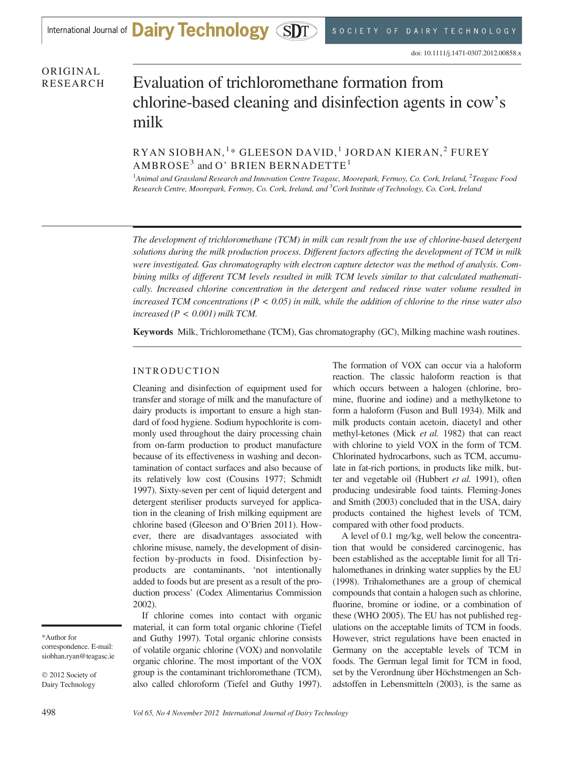ORIGINAL RESEARCH

doi: 10.1111/j.1471-0307.2012.00858.x

# Evaluation of trichloromethane formation from chlorine-based cleaning and disinfection agents in cow's milk

RYAN SIOBHAN,[1]* GLEESON DAVID,[1] JORDAN KIERAN,[2] FUREY AMBROSE[3] and O' BRIEN BERNADETTE[1]

[1]Animal and Grassland Research and Innovation Centre Teagasc, Moorepark, Fermoy, Co. Cork, Ireland, [2]Teagasc Food Research Centre, Moorepark, Fermoy, Co. Cork, Ireland, and [3]Cork Institute of Technology, Co. Cork, Ireland

*The development of trichloromethane (TCM) in milk can result from the use of chlorine-based detergent solutions during the milk production process. Different factors affecting the development of TCM in milk were investigated. Gas chromatography with electron capture detector was the method of analysis. Combining milks of different TCM levels resulted in milk TCM levels similar to that calculated mathematically. Increased chlorine concentration in the detergent and reduced rinse water volume resulted in increased TCM concentrations ($P < 0.05$) in milk, while the addition of chlorine to the rinse water also increased ($P < 0.001$) milk TCM.*

**Keywords** Milk, Trichloromethane (TCM), Gas chromatography (GC), Milking machine wash routines.

*Author for correspondence. E-mail: siobhan.ryan@teagasc.ie

© 2012 Society of Dairy Technology

## INTRODUCTION

Cleaning and disinfection of equipment used for transfer and storage of milk and the manufacture of dairy products is important to ensure a high standard of food hygiene. Sodium hypochlorite is commonly used throughout the dairy processing chain from on-farm production to product manufacture because of its effectiveness in washing and decontamination of contact surfaces and also because of its relatively low cost (Cousins 1977; Schmidt 1997). Sixty-seven per cent of liquid detergent and detergent steriliser products surveyed for application in the cleaning of Irish milking equipment are chlorine based (Gleeson and O'Brien 2011). However, there are disadvantages associated with chlorine misuse, namely, the development of disinfection by-products in food. Disinfection by-products are contaminants, 'not intentionally added to foods but are present as a result of the production process' (Codex Alimentarius Commission 2002).

If chlorine comes into contact with organic material, it can form total organic chlorine (Tiefel and Guthy 1997). Total organic chlorine consists of volatile organic chlorine (VOX) and nonvolatile organic chlorine. The most important of the VOX group is the contaminant trichloromethane (TCM), also called chloroform (Tiefel and Guthy 1997). The formation of VOX can occur via a haloform reaction. The classic haloform reaction is that which occurs between a halogen (chlorine, bromine, fluorine and iodine) and a methylketone to form a haloform (Fuson and Bull 1934). Milk and milk products contain acetoin, diacetyl and other methyl-ketones (Mick *et al.* 1982) that can react with chlorine to yield VOX in the form of TCM. Chlorinated hydrocarbons, such as TCM, accumulate in fat-rich portions, in products like milk, butter and vegetable oil (Hubbert *et al.* 1991), often producing undesirable food taints. Fleming-Jones and Smith (2003) concluded that in the USA, dairy products contained the highest levels of TCM, compared with other food products.

A level of 0.1 mg/kg, well below the concentration that would be considered carcinogenic, has been established as the acceptable limit for all Trihalomethanes in drinking water supplies by the EU (1998). Trihalomethanes are a group of chemical compounds that contain a halogen such as chlorine, fluorine, bromine or iodine, or a combination of these (WHO 2005). The EU has not published regulations on the acceptable limits of TCM in foods. However, strict regulations have been enacted in Germany on the acceptable levels of TCM in foods. The German legal limit for TCM in food, set by the Verordnung über Höchstmengen an Schadstoffen in Lebensmitteln (2003), is the same as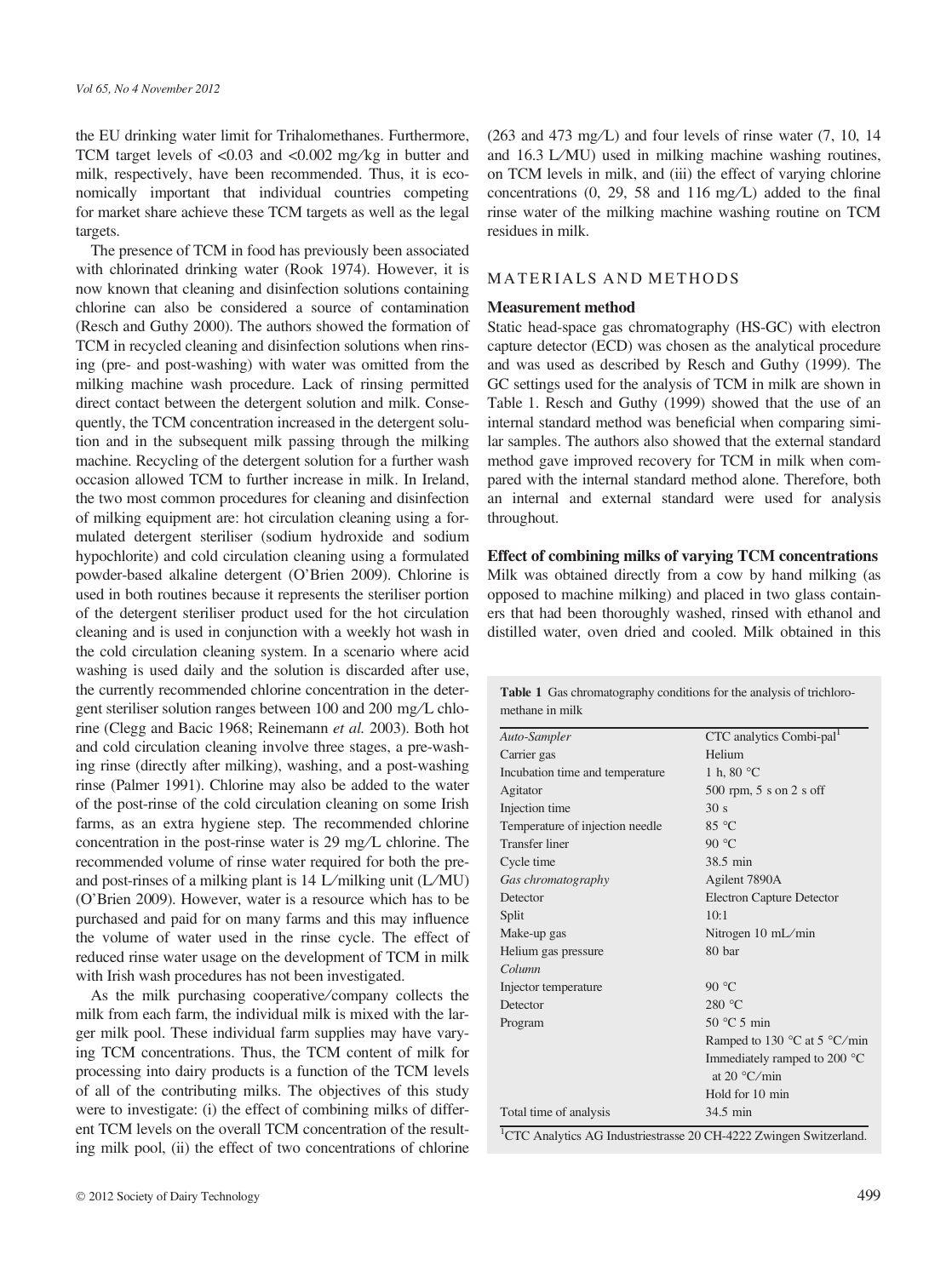the EU drinking water limit for Trihalomethanes. Furthermore, TCM target levels of <0.03 and <0.002 mg/kg in butter and milk, respectively, have been recommended. Thus, it is economically important that individual countries competing for market share achieve these TCM targets as well as the legal targets.

The presence of TCM in food has previously been associated with chlorinated drinking water (Rook 1974). However, it is now known that cleaning and disinfection solutions containing chlorine can also be considered a source of contamination (Resch and Guthy 2000). The authors showed the formation of TCM in recycled cleaning and disinfection solutions when rinsing (pre- and post-washing) with water was omitted from the milking machine wash procedure. Lack of rinsing permitted direct contact between the detergent solution and milk. Consequently, the TCM concentration increased in the detergent solution and in the subsequent milk passing through the milking machine. Recycling of the detergent solution for a further wash occasion allowed TCM to further increase in milk. In Ireland, the two most common procedures for cleaning and disinfection of milking equipment are: hot circulation cleaning using a formulated detergent steriliser (sodium hydroxide and sodium hypochlorite) and cold circulation cleaning using a formulated powder-based alkaline detergent (O'Brien 2009). Chlorine is used in both routines because it represents the steriliser portion of the detergent steriliser product used for the hot circulation cleaning and is used in conjunction with a weekly hot wash in the cold circulation cleaning system. In a scenario where acid washing is used daily and the solution is discarded after use, the currently recommended chlorine concentration in the detergent steriliser solution ranges between 100 and 200 mg/L chlorine (Clegg and Bacic 1968; Reinemann *et al.* 2003). Both hot and cold circulation cleaning involve three stages, a pre-washing rinse (directly after milking), washing, and a post-washing rinse (Palmer 1991). Chlorine may also be added to the water of the post-rinse of the cold circulation cleaning on some Irish farms, as an extra hygiene step. The recommended chlorine concentration in the post-rinse water is 29 mg/L chlorine. The recommended volume of rinse water required for both the pre- and post-rinses of a milking plant is 14 L/milking unit (L/MU) (O'Brien 2009). However, water is a resource which has to be purchased and paid for on many farms and this may influence the volume of water used in the rinse cycle. The effect of reduced rinse water usage on the development of TCM in milk with Irish wash procedures has not been investigated.

As the milk purchasing cooperative/company collects the milk from each farm, the individual milk is mixed with the larger milk pool. These individual farm supplies may have varying TCM concentrations. Thus, the TCM content of milk for processing into dairy products is a function of the TCM levels of all of the contributing milks. The objectives of this study were to investigate: (i) the effect of combining milks of different TCM levels on the overall TCM concentration of the resulting milk pool, (ii) the effect of two concentrations of chlorine (263 and 473 mg/L) and four levels of rinse water (7, 10, 14 and 16.3 L/MU) used in milking machine washing routines, on TCM levels in milk, and (iii) the effect of varying chlorine concentrations (0, 29, 58 and 116 mg/L) added to the final rinse water of the milking machine washing routine on TCM residues in milk.

## MATERIALS AND METHODS

### Measurement method

Static head-space gas chromatography (HS-GC) with electron capture detector (ECD) was chosen as the analytical procedure and was used as described by Resch and Guthy (1999). The GC settings used for the analysis of TCM in milk are shown in Table 1. Resch and Guthy (1999) showed that the use of an internal standard method was beneficial when comparing similar samples. The authors also showed that the external standard method gave improved recovery for TCM in milk when compared with the internal standard method alone. Therefore, both an internal and external standard were used for analysis throughout.

### Effect of combining milks of varying TCM concentrations

Milk was obtained directly from a cow by hand milking (as opposed to machine milking) and placed in two glass containers that had been thoroughly washed, rinsed with ethanol and distilled water, oven dried and cooled. Milk obtained in this

**Table 1** Gas chromatography conditions for the analysis of trichloromethane in milk

| | |
|---|---|
| *Auto-Sampler* | CTC analytics Combi-pal[1] |
| Carrier gas | Helium |
| Incubation time and temperature | 1 h, 80 °C |
| Agitator | 500 rpm, 5 s on 2 s off |
| Injection time | 30 s |
| Temperature of injection needle | 85 °C |
| Transfer liner | 90 °C |
| Cycle time | 38.5 min |
| *Gas chromatography* | Agilent 7890A |
| Detector | Electron Capture Detector |
| Split | 10:1 |
| Make-up gas | Nitrogen 10 mL/min |
| Helium gas pressure | 80 bar |
| *Column* | |
| Injector temperature | 90 °C |
| Detector | 280 °C |
| Program | 50 °C 5 min |
| | Ramped to 130 °C at 5 °C/min |
| | Immediately ramped to 200 °C at 20 °C/min |
| | Hold for 10 min |
| Total time of analysis | 34.5 min |

[1]CTC Analytics AG Industriestrasse 20 CH-4222 Zwingen Switzerland.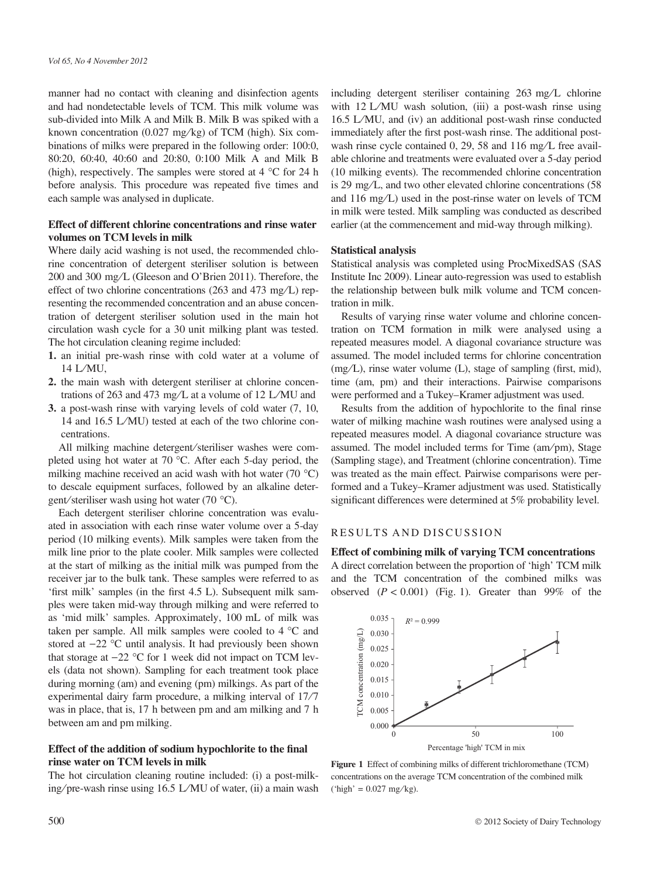manner had no contact with cleaning and disinfection agents and had nondetectable levels of TCM. This milk volume was sub-divided into Milk A and Milk B. Milk B was spiked with a known concentration (0.027 mg/kg) of TCM (high). Six combinations of milks were prepared in the following order: 100:0, 80:20, 60:40, 40:60 and 20:80, 0:100 Milk A and Milk B (high), respectively. The samples were stored at 4 °C for 24 h before analysis. This procedure was repeated five times and each sample was analysed in duplicate.

### Effect of different chlorine concentrations and rinse water volumes on TCM levels in milk

Where daily acid washing is not used, the recommended chlorine concentration of detergent steriliser solution is between 200 and 300 mg/L (Gleeson and O'Brien 2011). Therefore, the effect of two chlorine concentrations (263 and 473 mg/L) representing the recommended concentration and an abuse concentration of detergent steriliser solution used in the main hot circulation wash cycle for a 30 unit milking plant was tested. The hot circulation cleaning regime included:

1. an initial pre-wash rinse with cold water at a volume of 14 L/MU,
2. the main wash with detergent steriliser at chlorine concentrations of 263 and 473 mg/L at a volume of 12 L/MU and
3. a post-wash rinse with varying levels of cold water (7, 10, 14 and 16.5 L/MU) tested at each of the two chlorine concentrations.

All milking machine detergent/steriliser washes were completed using hot water at 70 °C. After each 5-day period, the milking machine received an acid wash with hot water (70 °C) to descale equipment surfaces, followed by an alkaline detergent/steriliser wash using hot water (70 °C).

Each detergent steriliser chlorine concentration was evaluated in association with each rinse water volume over a 5-day period (10 milking events). Milk samples were taken from the milk line prior to the plate cooler. Milk samples were collected at the start of milking as the initial milk was pumped from the receiver jar to the bulk tank. These samples were referred to as 'first milk' samples (in the first 4.5 L). Subsequent milk samples were taken mid-way through milking and were referred to as 'mid milk' samples. Approximately, 100 mL of milk was taken per sample. All milk samples were cooled to 4 °C and stored at −22 °C until analysis. It had previously been shown that storage at −22 °C for 1 week did not impact on TCM levels (data not shown). Sampling for each treatment took place during morning (am) and evening (pm) milkings. As part of the experimental dairy farm procedure, a milking interval of 17/7 was in place, that is, 17 h between pm and am milking and 7 h between am and pm milking.

### Effect of the addition of sodium hypochlorite to the final rinse water on TCM levels in milk

The hot circulation cleaning routine included: (i) a post-milking/pre-wash rinse using 16.5 L/MU of water, (ii) a main wash including detergent steriliser containing 263 mg/L chlorine with 12 L/MU wash solution, (iii) a post-wash rinse using 16.5 L/MU, and (iv) an additional post-wash rinse conducted immediately after the first post-wash rinse. The additional post-wash rinse cycle contained 0, 29, 58 and 116 mg/L free available chlorine and treatments were evaluated over a 5-day period (10 milking events). The recommended chlorine concentration is 29 mg/L, and two other elevated chlorine concentrations (58 and 116 mg/L) used in the post-rinse water on levels of TCM in milk were tested. Milk sampling was conducted as described earlier (at the commencement and mid-way through milking).

### Statistical analysis

Statistical analysis was completed using ProcMixedSAS (SAS Institute Inc 2009). Linear auto-regression was used to establish the relationship between bulk milk volume and TCM concentration in milk.

Results of varying rinse water volume and chlorine concentration on TCM formation in milk were analysed using a repeated measures model. A diagonal covariance structure was assumed. The model included terms for chlorine concentration (mg/L), rinse water volume (L), stage of sampling (first, mid), time (am, pm) and their interactions. Pairwise comparisons were performed and a Tukey–Kramer adjustment was used.

Results from the addition of hypochlorite to the final rinse water of milking machine wash routines were analysed using a repeated measures model. A diagonal covariance structure was assumed. The model included terms for Time (am/pm), Stage (Sampling stage), and Treatment (chlorine concentration). Time was treated as the main effect. Pairwise comparisons were performed and a Tukey–Kramer adjustment was used. Statistically significant differences were determined at 5% probability level.

## RESULTS AND DISCUSSION

### Effect of combining milk of varying TCM concentrations

A direct correlation between the proportion of 'high' TCM milk and the TCM concentration of the combined milks was observed ($P < 0.001$) (Fig. 1). Greater than 99% of the

**Figure 1** Effect of combining milks of different trichloromethane (TCM) concentrations on the average TCM concentration of the combined milk ('high' = 0.027 mg/kg).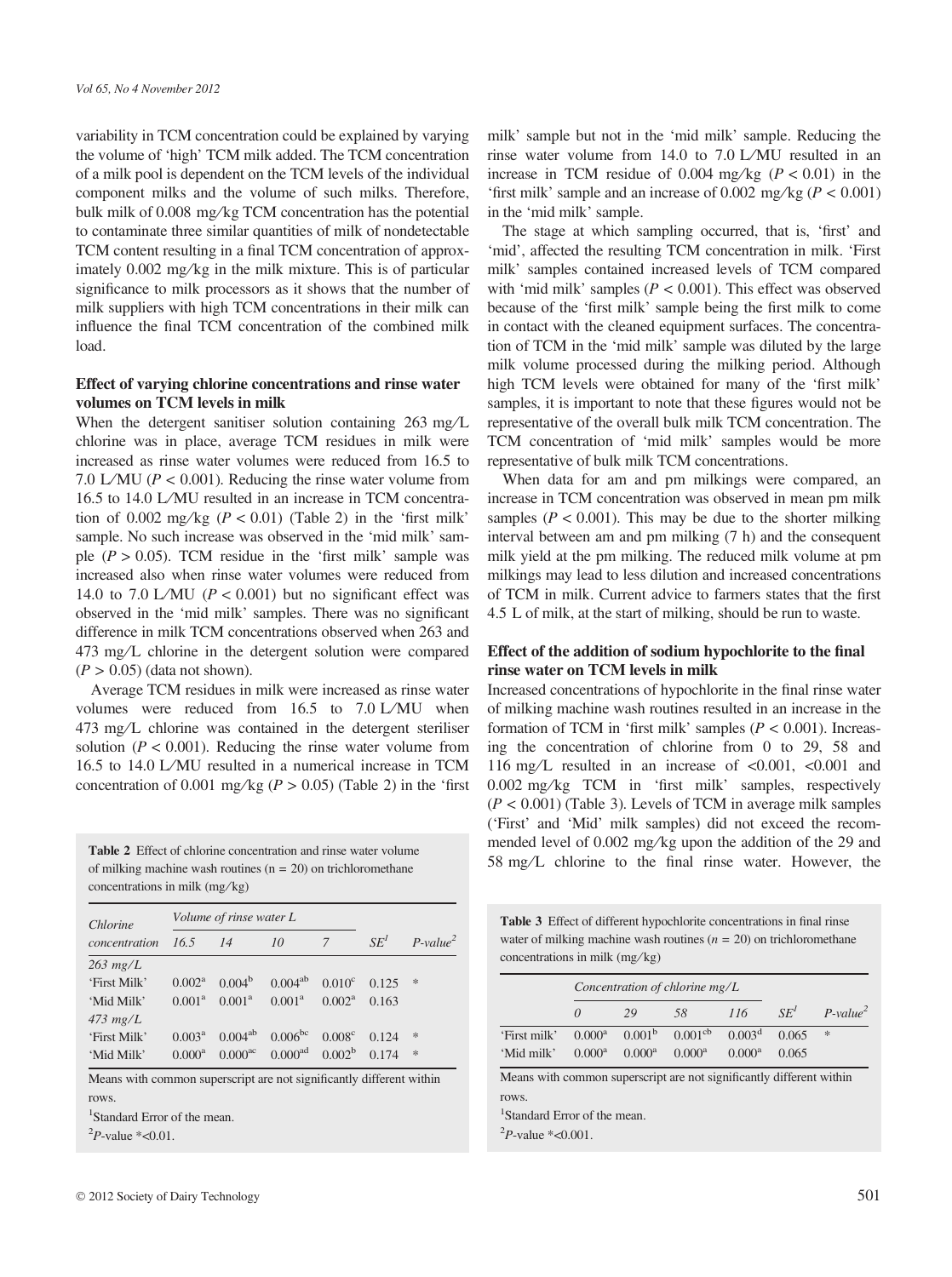variability in TCM concentration could be explained by varying the volume of 'high' TCM milk added. The TCM concentration of a milk pool is dependent on the TCM levels of the individual component milks and the volume of such milks. Therefore, bulk milk of 0.008 mg/kg TCM concentration has the potential to contaminate three similar quantities of milk of nondetectable TCM content resulting in a final TCM concentration of approximately 0.002 mg/kg in the milk mixture. This is of particular significance to milk processors as it shows that the number of milk suppliers with high TCM concentrations in their milk can influence the final TCM concentration of the combined milk load.

### Effect of varying chlorine concentrations and rinse water volumes on TCM levels in milk

When the detergent sanitiser solution containing 263 mg/L chlorine was in place, average TCM residues in milk were increased as rinse water volumes were reduced from 16.5 to 7.0 L/MU ($P < 0.001$). Reducing the rinse water volume from 16.5 to 14.0 L/MU resulted in an increase in TCM concentration of 0.002 mg/kg ($P < 0.01$) (Table 2) in the 'first milk' sample. No such increase was observed in the 'mid milk' sample ($P > 0.05$). TCM residue in the 'first milk' sample was increased also when rinse water volumes were reduced from 14.0 to 7.0 L/MU ($P < 0.001$) but no significant effect was observed in the 'mid milk' samples. There was no significant difference in milk TCM concentrations observed when 263 and 473 mg/L chlorine in the detergent solution were compared ($P > 0.05$) (data not shown).

Average TCM residues in milk were increased as rinse water volumes were reduced from 16.5 to 7.0 L/MU when 473 mg/L chlorine was contained in the detergent steriliser solution ($P < 0.001$). Reducing the rinse water volume from 16.5 to 14.0 L/MU resulted in a numerical increase in TCM concentration of 0.001 mg/kg ($P > 0.05$) (Table 2) in the 'first milk' sample but not in the 'mid milk' sample. Reducing the rinse water volume from 14.0 to 7.0 L/MU resulted in an increase in TCM residue of 0.004 mg/kg ($P < 0.01$) in the 'first milk' sample and an increase of 0.002 mg/kg ($P < 0.001$) in the 'mid milk' sample.

**Table 2** Effect of chlorine concentration and rinse water volume of milking machine wash routines (n = 20) on trichloromethane concentrations in milk (mg/kg)

| *Chlorine concentration* | *Volume of rinse water L* | | | | | |
|---|---|---|---|---|---|---|
| | *16.5* | *14* | *10* | *7* | *SE*[1] | *P-value*[2] |
| *263 mg/L* | | | | | | |
| 'First Milk' | $0.002^{a}$ | $0.004^{b}$ | $0.004^{ab}$ | $0.010^{c}$ | 0.125 | * |
| 'Mid Milk' | $0.001^{a}$ | $0.001^{a}$ | $0.001^{a}$ | $0.002^{a}$ | 0.163 | |
| *473 mg/L* | | | | | | |
| 'First Milk' | $0.003^{a}$ | $0.004^{ab}$ | $0.006^{bc}$ | $0.008^{c}$ | 0.124 | * |
| 'Mid Milk' | $0.000^{a}$ | $0.000^{ac}$ | $0.000^{ad}$ | $0.002^{b}$ | 0.174 | * |

Means with common superscript are not significantly different within rows.

[1]Standard Error of the mean.

[2]*P*-value *<0.01.

The stage at which sampling occurred, that is, 'first' and 'mid', affected the resulting TCM concentration in milk. 'First milk' samples contained increased levels of TCM compared with 'mid milk' samples ($P < 0.001$). This effect was observed because of the 'first milk' sample being the first milk to come in contact with the cleaned equipment surfaces. The concentration of TCM in the 'mid milk' sample was diluted by the large milk volume processed during the milking period. Although high TCM levels were obtained for many of the 'first milk' samples, it is important to note that these figures would not be representative of the overall bulk milk TCM concentration. The TCM concentration of 'mid milk' samples would be more representative of bulk milk TCM concentrations.

When data for am and pm milkings were compared, an increase in TCM concentration was observed in mean pm milk samples ($P < 0.001$). This may be due to the shorter milking interval between am and pm milking (7 h) and the consequent milk yield at the pm milking. The reduced milk volume at pm milkings may lead to less dilution and increased concentrations of TCM in milk. Current advice to farmers states that the first 4.5 L of milk, at the start of milking, should be run to waste.

### Effect of the addition of sodium hypochlorite to the final rinse water on TCM levels in milk

Increased concentrations of hypochlorite in the final rinse water of milking machine wash routines resulted in an increase in the formation of TCM in 'first milk' samples ($P < 0.001$). Increasing the concentration of chlorine from 0 to 29, 58 and 116 mg/L resulted in an increase of <0.001, <0.001 and 0.002 mg/kg TCM in 'first milk' samples, respectively ($P < 0.001$) (Table 3). Levels of TCM in average milk samples ('First' and 'Mid' milk samples) did not exceed the recommended level of 0.002 mg/kg upon the addition of the 29 and 58 mg/L chlorine to the final rinse water. However, the

**Table 3** Effect of different hypochlorite concentrations in final rinse water of milking machine wash routines (*n* = 20) on trichloromethane concentrations in milk (mg/kg)

| | *Concentration of chlorine mg/L* | | | | | |
|---|---|---|---|---|---|---|
| | *0* | *29* | *58* | *116* | *SE*[1] | *P-value*[2] |
| 'First milk' | $0.000^{a}$ | $0.001^{b}$ | $0.001^{cb}$ | $0.003^{d}$ | 0.065 | * |
| 'Mid milk' | $0.000^{a}$ | $0.000^{a}$ | $0.000^{a}$ | $0.000^{a}$ | 0.065 | |

Means with common superscript are not significantly different within rows.

[1]Standard Error of the mean.

[2]*P*-value *<0.001.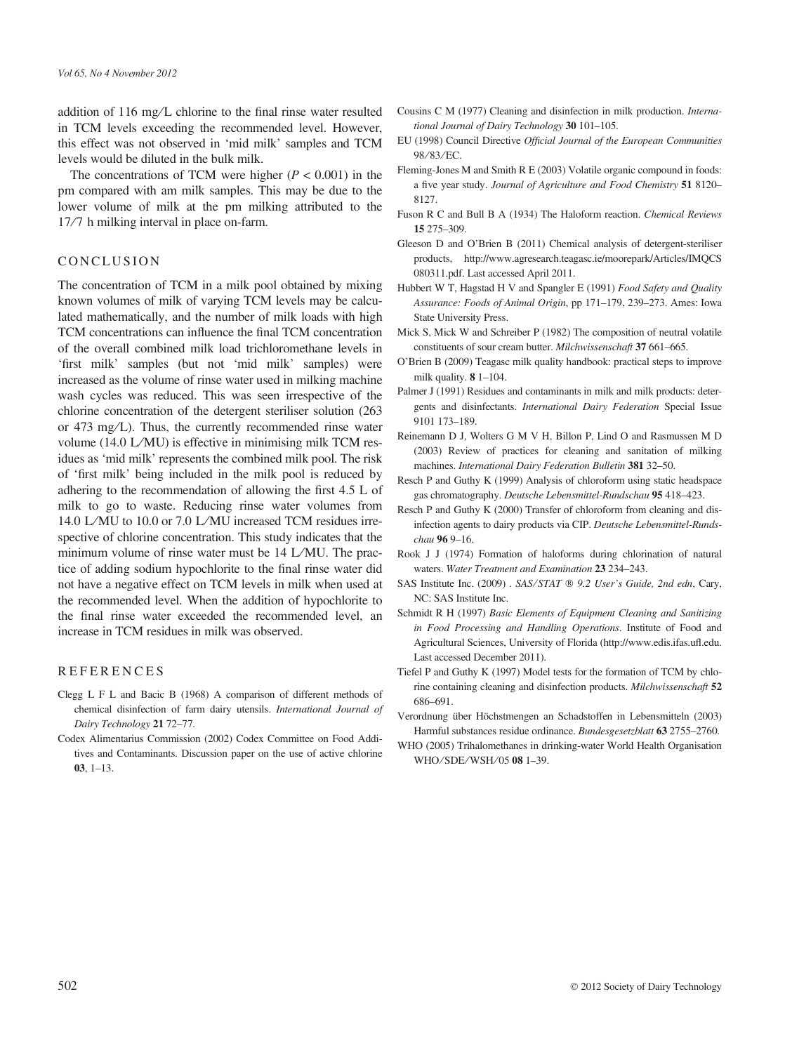addition of 116 mg/L chlorine to the final rinse water resulted in TCM levels exceeding the recommended level. However, this effect was not observed in 'mid milk' samples and TCM levels would be diluted in the bulk milk.

The concentrations of TCM were higher ($P < 0.001$) in the pm compared with am milk samples. This may be due to the lower volume of milk at the pm milking attributed to the 17/7 h milking interval in place on-farm.

## CONCLUSION

The concentration of TCM in a milk pool obtained by mixing known volumes of milk of varying TCM levels may be calculated mathematically, and the number of milk loads with high TCM concentrations can influence the final TCM concentration of the overall combined milk load trichloromethane levels in 'first milk' samples (but not 'mid milk' samples) were increased as the volume of rinse water used in milking machine wash cycles was reduced. This was seen irrespective of the chlorine concentration of the detergent steriliser solution (263 or 473 mg/L). Thus, the currently recommended rinse water volume (14.0 L/MU) is effective in minimising milk TCM residues as 'mid milk' represents the combined milk pool. The risk of 'first milk' being included in the milk pool is reduced by adhering to the recommendation of allowing the first 4.5 L of milk to go to waste. Reducing rinse water volumes from 14.0 L/MU to 10.0 or 7.0 L/MU increased TCM residues irrespective of chlorine concentration. This study indicates that the minimum volume of rinse water must be 14 L/MU. The practice of adding sodium hypochlorite to the final rinse water did not have a negative effect on TCM levels in milk when used at the recommended level. When the addition of hypochlorite to the final rinse water exceeded the recommended level, an increase in TCM residues in milk was observed.

## REFERENCES

Clegg L F L and Bacic B (1968) A comparison of different methods of chemical disinfection of farm dairy utensils. *International Journal of Dairy Technology* **21** 72–77.

Codex Alimentarius Commission (2002) Codex Committee on Food Additives and Contaminants. Discussion paper on the use of active chlorine **03**, 1–13.

Cousins C M (1977) Cleaning and disinfection in milk production. *International Journal of Dairy Technology* **30** 101–105.

EU (1998) Council Directive *Official Journal of the European Communities* 98/83/EC.

Fleming-Jones M and Smith R E (2003) Volatile organic compound in foods: a five year study. *Journal of Agriculture and Food Chemistry* **51** 8120–8127.

Fuson R C and Bull B A (1934) The Haloform reaction. *Chemical Reviews* **15** 275–309.

Gleeson D and O'Brien B (2011) Chemical analysis of detergent-steriliser products, http://www.agresearch.teagasc.ie/moorepark/Articles/IMQCS080311.pdf. Last accessed April 2011.

Hubbert W T, Hagstad H V and Spangler E (1991) *Food Safety and Quality Assurance: Foods of Animal Origin*, pp 171–179, 239–273. Ames: Iowa State University Press.

Mick S, Mick W and Schreiber P (1982) The composition of neutral volatile constituents of sour cream butter. *Milchwissenschaft* **37** 661–665.

O'Brien B (2009) Teagasc milk quality handbook: practical steps to improve milk quality. **8** 1–104.

Palmer J (1991) Residues and contaminants in milk and milk products: detergents and disinfectants. *International Dairy Federation* Special Issue 9101 173–189.

Reinemann D J, Wolters G M V H, Billon P, Lind O and Rasmussen M D (2003) Review of practices for cleaning and sanitation of milking machines. *International Dairy Federation Bulletin* **381** 32–50.

Resch P and Guthy K (1999) Analysis of chloroform using static headspace gas chromatography. *Deutsche Lebensmittel-Rundschau* **95** 418–423.

Resch P and Guthy K (2000) Transfer of chloroform from cleaning and disinfection agents to dairy products via CIP. *Deutsche Lebensmittel-Rundschau* **96** 9–16.

Rook J J (1974) Formation of haloforms during chlorination of natural waters. *Water Treatment and Examination* **23** 234–243.

SAS Institute Inc. (2009) . *SAS/STAT ® 9.2 User's Guide, 2nd edn*, Cary, NC: SAS Institute Inc.

Schmidt R H (1997) *Basic Elements of Equipment Cleaning and Sanitizing in Food Processing and Handling Operations*. Institute of Food and Agricultural Sciences, University of Florida (http://www.edis.ifas.ufl.edu. Last accessed December 2011).

Tiefel P and Guthy K (1997) Model tests for the formation of TCM by chlorine containing cleaning and disinfection products. *Milchwissenschaft* **52** 686–691.

Verordnung über Höchstmengen an Schadstoffen in Lebensmitteln (2003) Harmful substances residue ordinance. *Bundesgesetzblatt* **63** 2755–2760.

WHO (2005) Trihalomethanes in drinking-water World Health Organisation WHO/SDE/WSH/05 **08** 1–39.